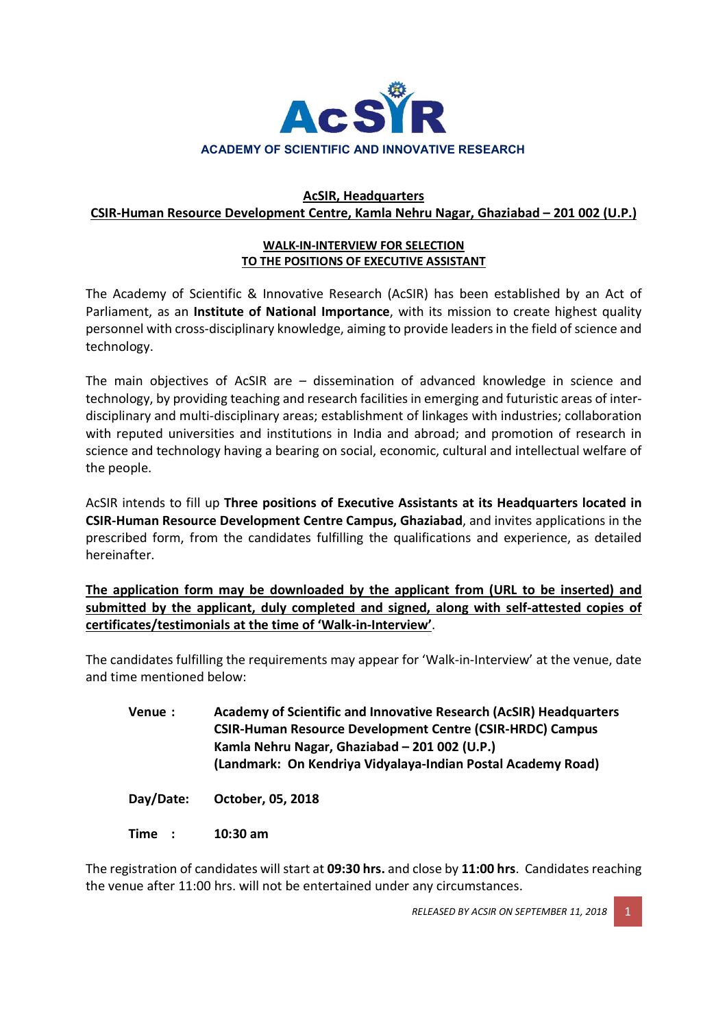**AcSIR**

**ACADEMY OF SCIENTIFIC AND INNOVATIVE RESEARCH**

## AcSIR, Headquarters
## CSIR-Human Resource Development Centre, Kamla Nehru Nagar, Ghaziabad – 201 002 (U.P.)

### WALK-IN-INTERVIEW FOR SELECTION TO THE POSITIONS OF EXECUTIVE ASSISTANT

The Academy of Scientific & Innovative Research (AcSIR) has been established by an Act of Parliament, as an **Institute of National Importance**, with its mission to create highest quality personnel with cross-disciplinary knowledge, aiming to provide leaders in the field of science and technology.

The main objectives of AcSIR are – dissemination of advanced knowledge in science and technology, by providing teaching and research facilities in emerging and futuristic areas of inter-disciplinary and multi-disciplinary areas; establishment of linkages with industries; collaboration with reputed universities and institutions in India and abroad; and promotion of research in science and technology having a bearing on social, economic, cultural and intellectual welfare of the people.

AcSIR intends to fill up **Three positions of Executive Assistants at its Headquarters located in CSIR-Human Resource Development Centre Campus, Ghaziabad**, and invites applications in the prescribed form, from the candidates fulfilling the qualifications and experience, as detailed hereinafter.

**The application form may be downloaded by the applicant from (URL to be inserted) and submitted by the applicant, duly completed and signed, along with self-attested copies of certificates/testimonials at the time of 'Walk-in-Interview'**.

The candidates fulfilling the requirements may appear for 'Walk-in-Interview' at the venue, date and time mentioned below:

**Venue :** **Academy of Scientific and Innovative Research (AcSIR) Headquarters**
**CSIR-Human Resource Development Centre (CSIR-HRDC) Campus**
**Kamla Nehru Nagar, Ghaziabad – 201 002 (U.P.)**
**(Landmark: On Kendriya Vidyalaya-Indian Postal Academy Road)**

**Day/Date:** **October, 05, 2018**

**Time :** **10:30 am**

The registration of candidates will start at **09:30 hrs.** and close by **11:00 hrs**. Candidates reaching the venue after 11:00 hrs. will not be entertained under any circumstances.

*RELEASED BY ACSIR ON SEPTEMBER 11, 2018*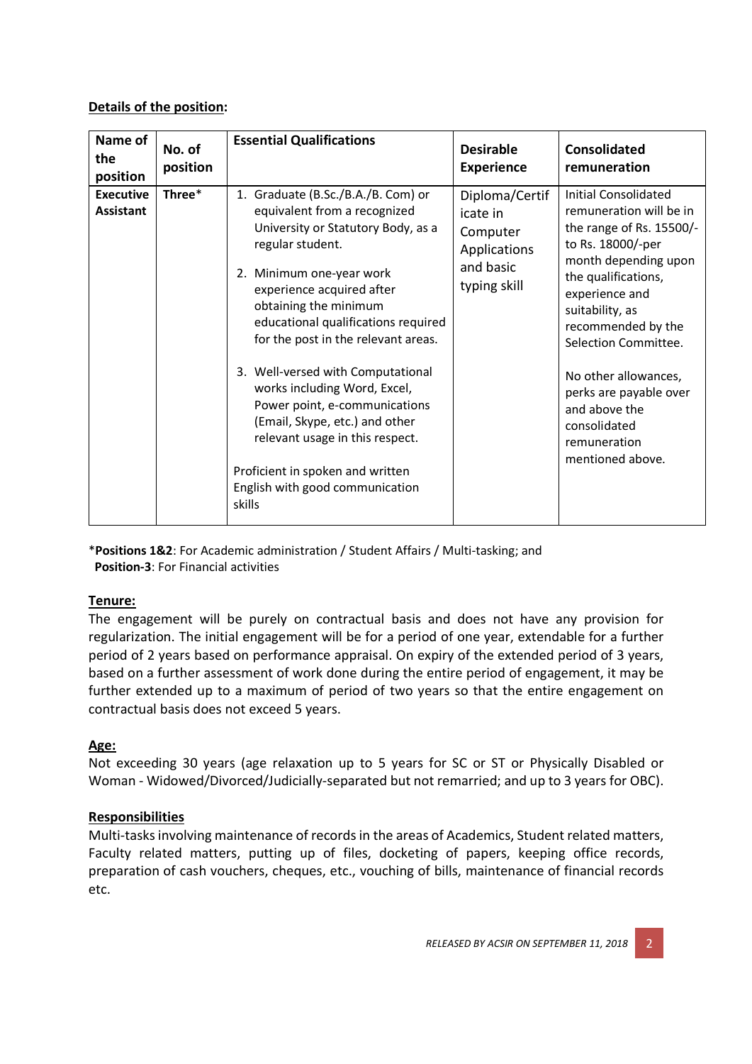**Details of the position:**

| Name of the position | No. of position | Essential Qualifications | Desirable Experience | Consolidated remuneration |
|---|---|---|---|---|
| **Executive Assistant** | **Three*** | 1. Graduate (B.Sc./B.A./B. Com) or equivalent from a recognized University or Statutory Body, as a regular student.<br>2. Minimum one-year work experience acquired after obtaining the minimum educational qualifications required for the post in the relevant areas.<br>3. Well-versed with Computational works including Word, Excel, Power point, e-communications (Email, Skype, etc.) and other relevant usage in this respect.<br>Proficient in spoken and written English with good communication skills | Diploma/Certificate in Computer Applications and basic typing skill | Initial Consolidated remuneration will be in the range of Rs. 15500/- to Rs. 18000/-per month depending upon the qualifications, experience and suitability, as recommended by the Selection Committee.<br>No other allowances, perks are payable over and above the consolidated remuneration mentioned above. |

***Positions 1&2**: For Academic administration / Student Affairs / Multi-tasking; and
**Position-3**: For Financial activities

**Tenure:**

The engagement will be purely on contractual basis and does not have any provision for regularization. The initial engagement will be for a period of one year, extendable for a further period of 2 years based on performance appraisal. On expiry of the extended period of 3 years, based on a further assessment of work done during the entire period of engagement, it may be further extended up to a maximum of period of two years so that the entire engagement on contractual basis does not exceed 5 years.

**Age:**

Not exceeding 30 years (age relaxation up to 5 years for SC or ST or Physically Disabled or Woman - Widowed/Divorced/Judicially-separated but not remarried; and up to 3 years for OBC).

**Responsibilities**

Multi-tasks involving maintenance of records in the areas of Academics, Student related matters, Faculty related matters, putting up of files, docketing of papers, keeping office records, preparation of cash vouchers, cheques, etc., vouching of bills, maintenance of financial records etc.

*RELEASED BY ACSIR ON SEPTEMBER 11, 2018*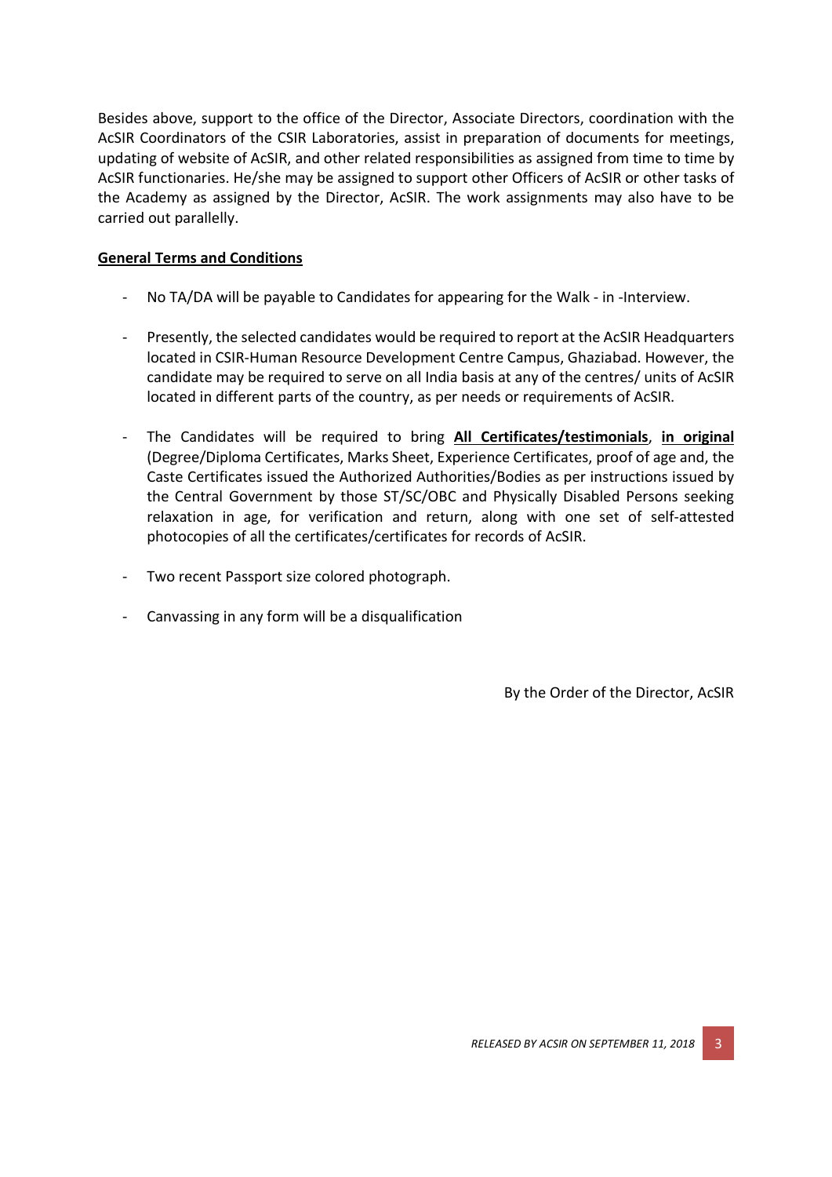Besides above, support to the office of the Director, Associate Directors, coordination with the AcSIR Coordinators of the CSIR Laboratories, assist in preparation of documents for meetings, updating of website of AcSIR, and other related responsibilities as assigned from time to time by AcSIR functionaries. He/she may be assigned to support other Officers of AcSIR or other tasks of the Academy as assigned by the Director, AcSIR. The work assignments may also have to be carried out parallelly.

**General Terms and Conditions**

- No TA/DA will be payable to Candidates for appearing for the Walk - in -Interview.
- Presently, the selected candidates would be required to report at the AcSIR Headquarters located in CSIR-Human Resource Development Centre Campus, Ghaziabad. However, the candidate may be required to serve on all India basis at any of the centres/ units of AcSIR located in different parts of the country, as per needs or requirements of AcSIR.
- The Candidates will be required to bring **All Certificates/testimonials**, **in original** (Degree/Diploma Certificates, Marks Sheet, Experience Certificates, proof of age and, the Caste Certificates issued the Authorized Authorities/Bodies as per instructions issued by the Central Government by those ST/SC/OBC and Physically Disabled Persons seeking relaxation in age, for verification and return, along with one set of self-attested photocopies of all the certificates/certificates for records of AcSIR.
- Two recent Passport size colored photograph.
- Canvassing in any form will be a disqualification

By the Order of the Director, AcSIR